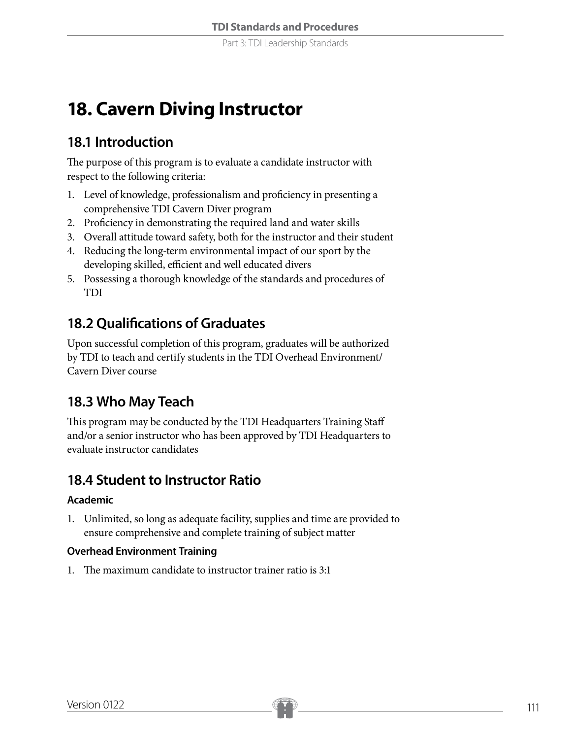# 18. Cavern Diving Instructor

## 18.1 Introduction

The purpose of this program is to evaluate a candidate instructor with respect to the following criteria:

1. Level of knowledge, professionalism and proficiency in presenting a comprehensive TDI Cavern Diver program
2. Proficiency in demonstrating the required land and water skills
3. Overall attitude toward safety, both for the instructor and their student
4. Reducing the long-term environmental impact of our sport by the developing skilled, efficient and well educated divers
5. Possessing a thorough knowledge of the standards and procedures of TDI

## 18.2 Qualifications of Graduates

Upon successful completion of this program, graduates will be authorized by TDI to teach and certify students in the TDI Overhead Environment/Cavern Diver course

## 18.3 Who May Teach

This program may be conducted by the TDI Headquarters Training Staff and/or a senior instructor who has been approved by TDI Headquarters to evaluate instructor candidates

## 18.4 Student to Instructor Ratio

### Academic

1. Unlimited, so long as adequate facility, supplies and time are provided to ensure comprehensive and complete training of subject matter

### Overhead Environment Training

1. The maximum candidate to instructor trainer ratio is 3:1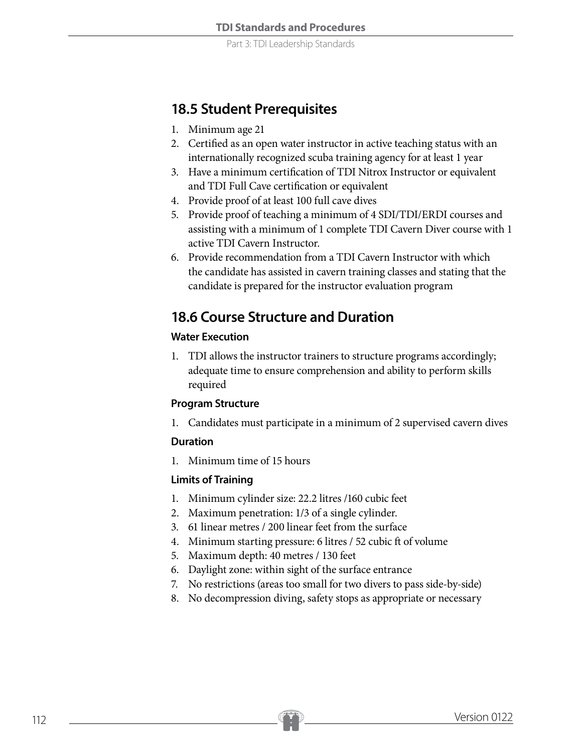## 18.5 Student Prerequisites

1. Minimum age 21
2. Certified as an open water instructor in active teaching status with an internationally recognized scuba training agency for at least 1 year
3. Have a minimum certification of TDI Nitrox Instructor or equivalent and TDI Full Cave certification or equivalent
4. Provide proof of at least 100 full cave dives
5. Provide proof of teaching a minimum of 4 SDI/TDI/ERDI courses and assisting with a minimum of 1 complete TDI Cavern Diver course with 1 active TDI Cavern Instructor.
6. Provide recommendation from a TDI Cavern Instructor with which the candidate has assisted in cavern training classes and stating that the candidate is prepared for the instructor evaluation program

## 18.6 Course Structure and Duration

### Water Execution

1. TDI allows the instructor trainers to structure programs accordingly; adequate time to ensure comprehension and ability to perform skills required

### Program Structure

1. Candidates must participate in a minimum of 2 supervised cavern dives

### Duration

1. Minimum time of 15 hours

### Limits of Training

1. Minimum cylinder size: 22.2 litres /160 cubic feet
2. Maximum penetration: 1/3 of a single cylinder.
3. 61 linear metres / 200 linear feet from the surface
4. Minimum starting pressure: 6 litres / 52 cubic ft of volume
5. Maximum depth: 40 metres / 130 feet
6. Daylight zone: within sight of the surface entrance
7. No restrictions (areas too small for two divers to pass side-by-side)
8. No decompression diving, safety stops as appropriate or necessary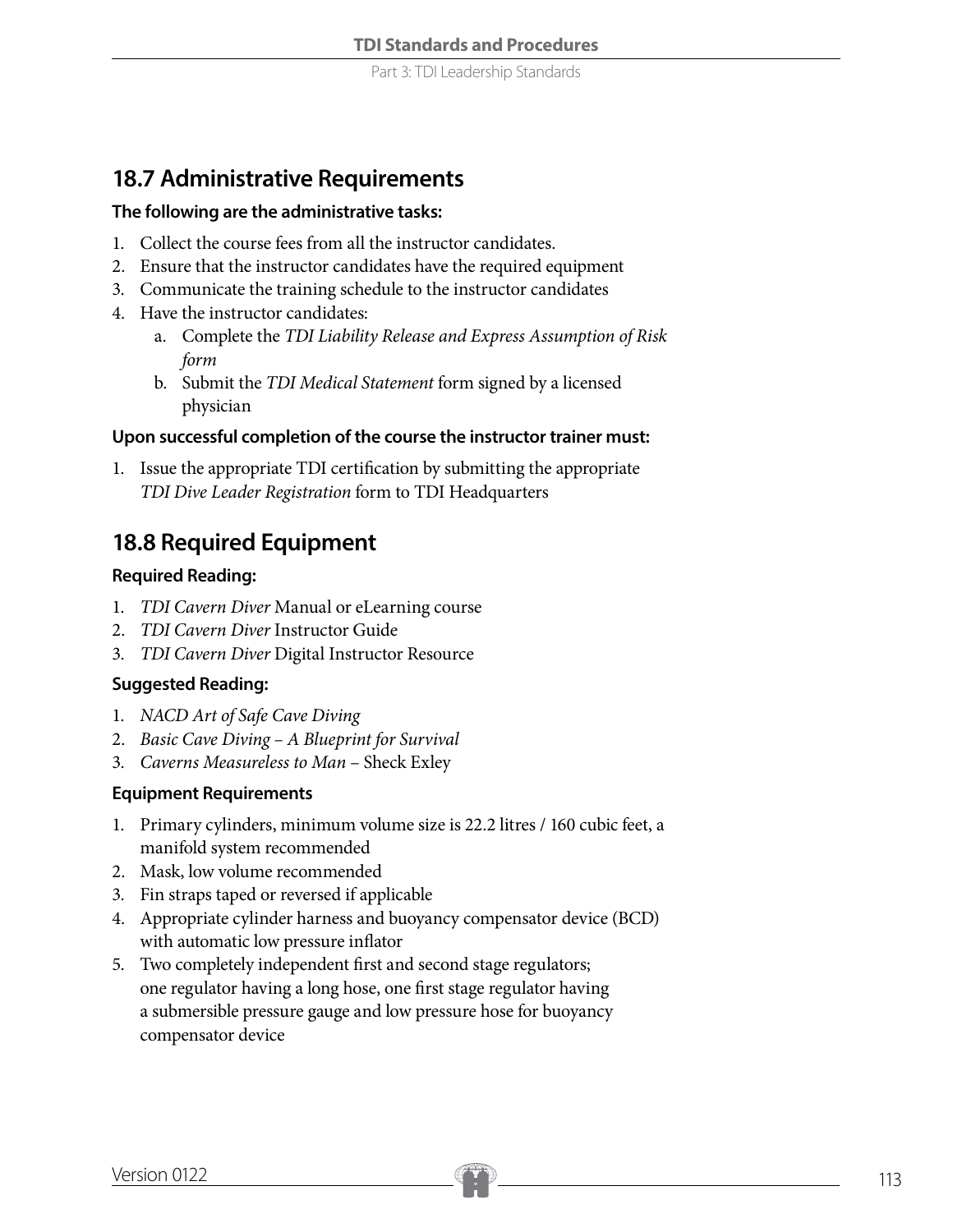## 18.7 Administrative Requirements

**The following are the administrative tasks:**

1. Collect the course fees from all the instructor candidates.
2. Ensure that the instructor candidates have the required equipment
3. Communicate the training schedule to the instructor candidates
4. Have the instructor candidates:
   a. Complete the *TDI Liability Release and Express Assumption of Risk form*
   b. Submit the *TDI Medical Statement* form signed by a licensed physician

**Upon successful completion of the course the instructor trainer must:**

1. Issue the appropriate TDI certification by submitting the appropriate *TDI Dive Leader Registration* form to TDI Headquarters

## 18.8 Required Equipment

**Required Reading:**

1. *TDI Cavern Diver* Manual or eLearning course
2. *TDI Cavern Diver* Instructor Guide
3. *TDI Cavern Diver* Digital Instructor Resource

**Suggested Reading:**

1. *NACD Art of Safe Cave Diving*
2. *Basic Cave Diving – A Blueprint for Survival*
3. *Caverns Measureless to Man* – Sheck Exley

**Equipment Requirements**

1. Primary cylinders, minimum volume size is 22.2 litres / 160 cubic feet, a manifold system recommended
2. Mask, low volume recommended
3. Fin straps taped or reversed if applicable
4. Appropriate cylinder harness and buoyancy compensator device (BCD) with automatic low pressure inflator
5. Two completely independent first and second stage regulators; one regulator having a long hose, one first stage regulator having a submersible pressure gauge and low pressure hose for buoyancy compensator device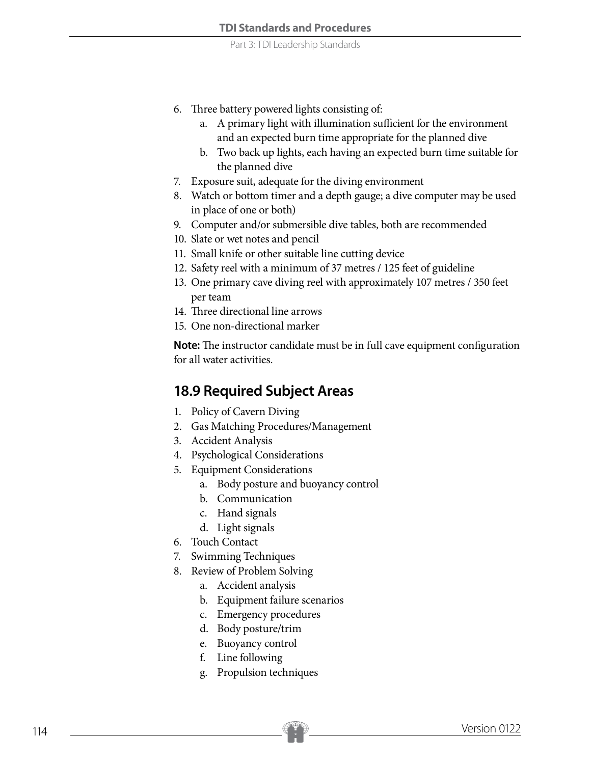6. Three battery powered lights consisting of:
    a. A primary light with illumination sufficient for the environment and an expected burn time appropriate for the planned dive
    b. Two back up lights, each having an expected burn time suitable for the planned dive
7. Exposure suit, adequate for the diving environment
8. Watch or bottom timer and a depth gauge; a dive computer may be used in place of one or both)
9. Computer and/or submersible dive tables, both are recommended
10. Slate or wet notes and pencil
11. Small knife or other suitable line cutting device
12. Safety reel with a minimum of 37 metres / 125 feet of guideline
13. One primary cave diving reel with approximately 107 metres / 350 feet per team
14. Three directional line arrows
15. One non-directional marker

**Note:** The instructor candidate must be in full cave equipment configuration for all water activities.

## 18.9 Required Subject Areas

1. Policy of Cavern Diving
2. Gas Matching Procedures/Management
3. Accident Analysis
4. Psychological Considerations
5. Equipment Considerations
    a. Body posture and buoyancy control
    b. Communication
    c. Hand signals
    d. Light signals
6. Touch Contact
7. Swimming Techniques
8. Review of Problem Solving
    a. Accident analysis
    b. Equipment failure scenarios
    c. Emergency procedures
    d. Body posture/trim
    e. Buoyancy control
    f. Line following
    g. Propulsion techniques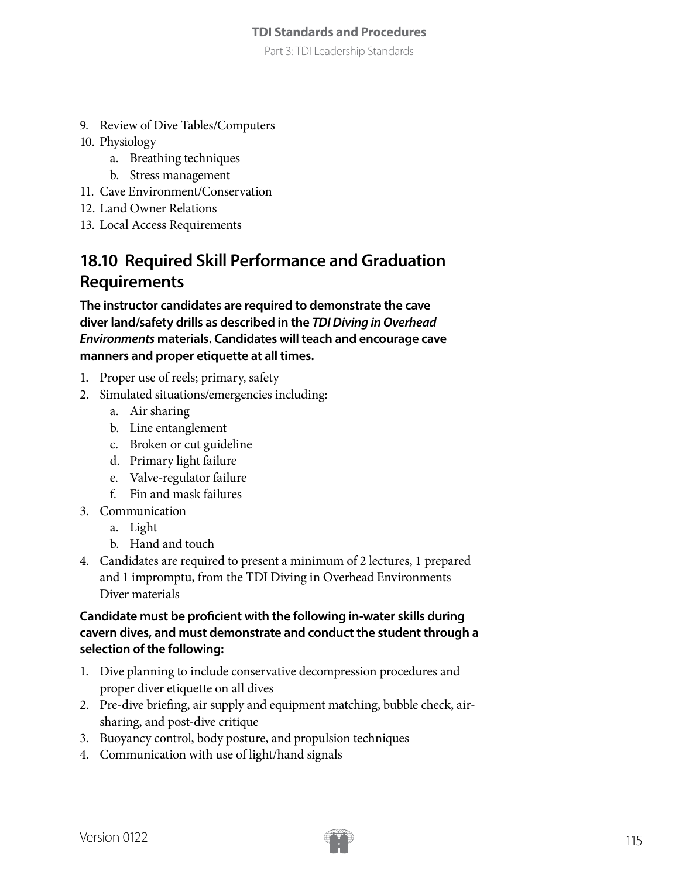9. Review of Dive Tables/Computers
10. Physiology
    a. Breathing techniques
    b. Stress management
11. Cave Environment/Conservation
12. Land Owner Relations
13. Local Access Requirements

## 18.10 Required Skill Performance and Graduation Requirements

**The instructor candidates are required to demonstrate the cave diver land/safety drills as described in the *TDI Diving in Overhead Environments* materials. Candidates will teach and encourage cave manners and proper etiquette at all times.**

1. Proper use of reels; primary, safety
2. Simulated situations/emergencies including:
    a. Air sharing
    b. Line entanglement
    c. Broken or cut guideline
    d. Primary light failure
    e. Valve-regulator failure
    f. Fin and mask failures
3. Communication
    a. Light
    b. Hand and touch
4. Candidates are required to present a minimum of 2 lectures, 1 prepared and 1 impromptu, from the TDI Diving in Overhead Environments Diver materials

**Candidate must be proficient with the following in-water skills during cavern dives, and must demonstrate and conduct the student through a selection of the following:**

1. Dive planning to include conservative decompression procedures and proper diver etiquette on all dives
2. Pre-dive briefing, air supply and equipment matching, bubble check, air-sharing, and post-dive critique
3. Buoyancy control, body posture, and propulsion techniques
4. Communication with use of light/hand signals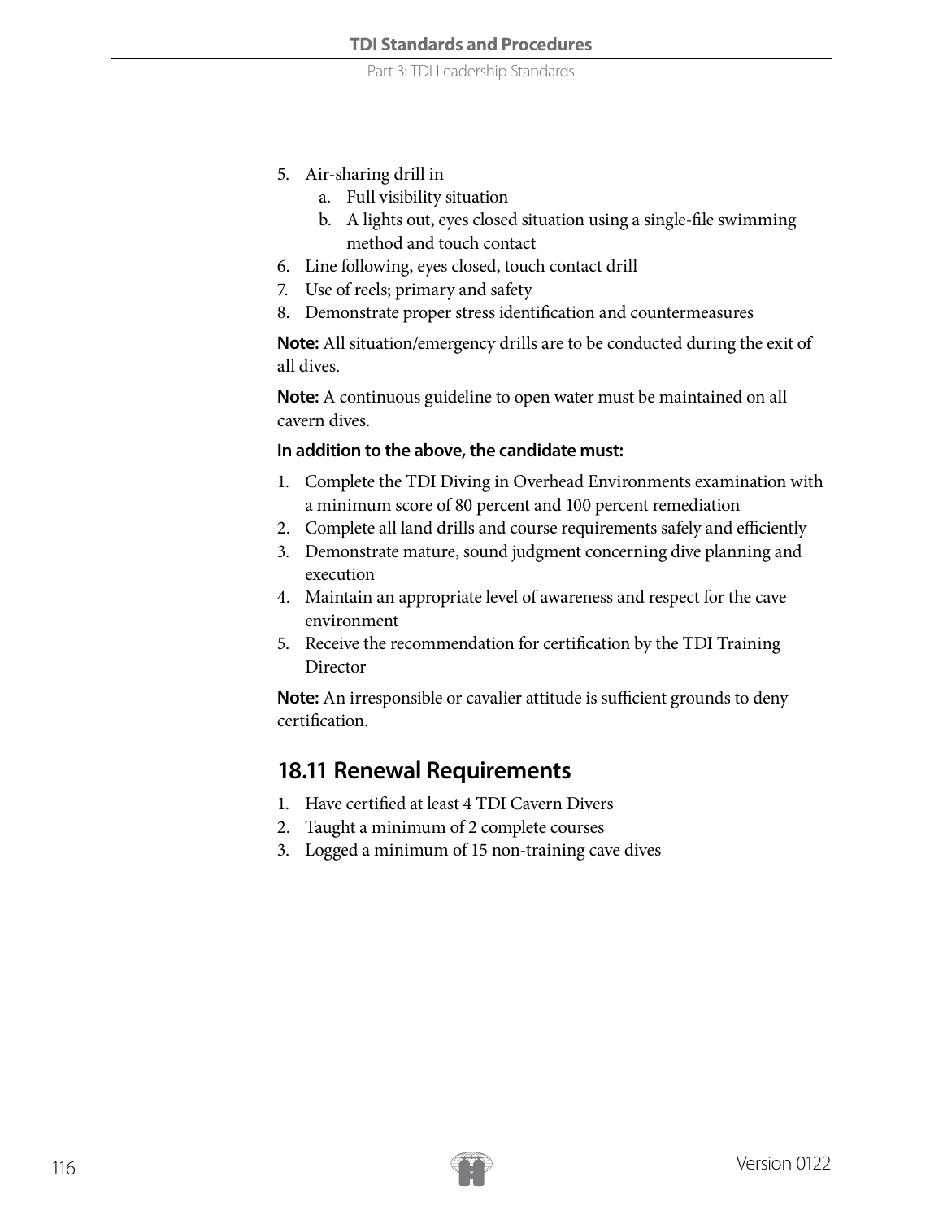5. Air-sharing drill in
    a. Full visibility situation
    b. A lights out, eyes closed situation using a single-file swimming method and touch contact
6. Line following, eyes closed, touch contact drill
7. Use of reels; primary and safety
8. Demonstrate proper stress identification and countermeasures

**Note:** All situation/emergency drills are to be conducted during the exit of all dives.

**Note:** A continuous guideline to open water must be maintained on all cavern dives.

**In addition to the above, the candidate must:**

1. Complete the TDI Diving in Overhead Environments examination with a minimum score of 80 percent and 100 percent remediation
2. Complete all land drills and course requirements safely and efficiently
3. Demonstrate mature, sound judgment concerning dive planning and execution
4. Maintain an appropriate level of awareness and respect for the cave environment
5. Receive the recommendation for certification by the TDI Training Director

**Note:** An irresponsible or cavalier attitude is sufficient grounds to deny certification.

## 18.11 Renewal Requirements

1. Have certified at least 4 TDI Cavern Divers
2. Taught a minimum of 2 complete courses
3. Logged a minimum of 15 non-training cave dives